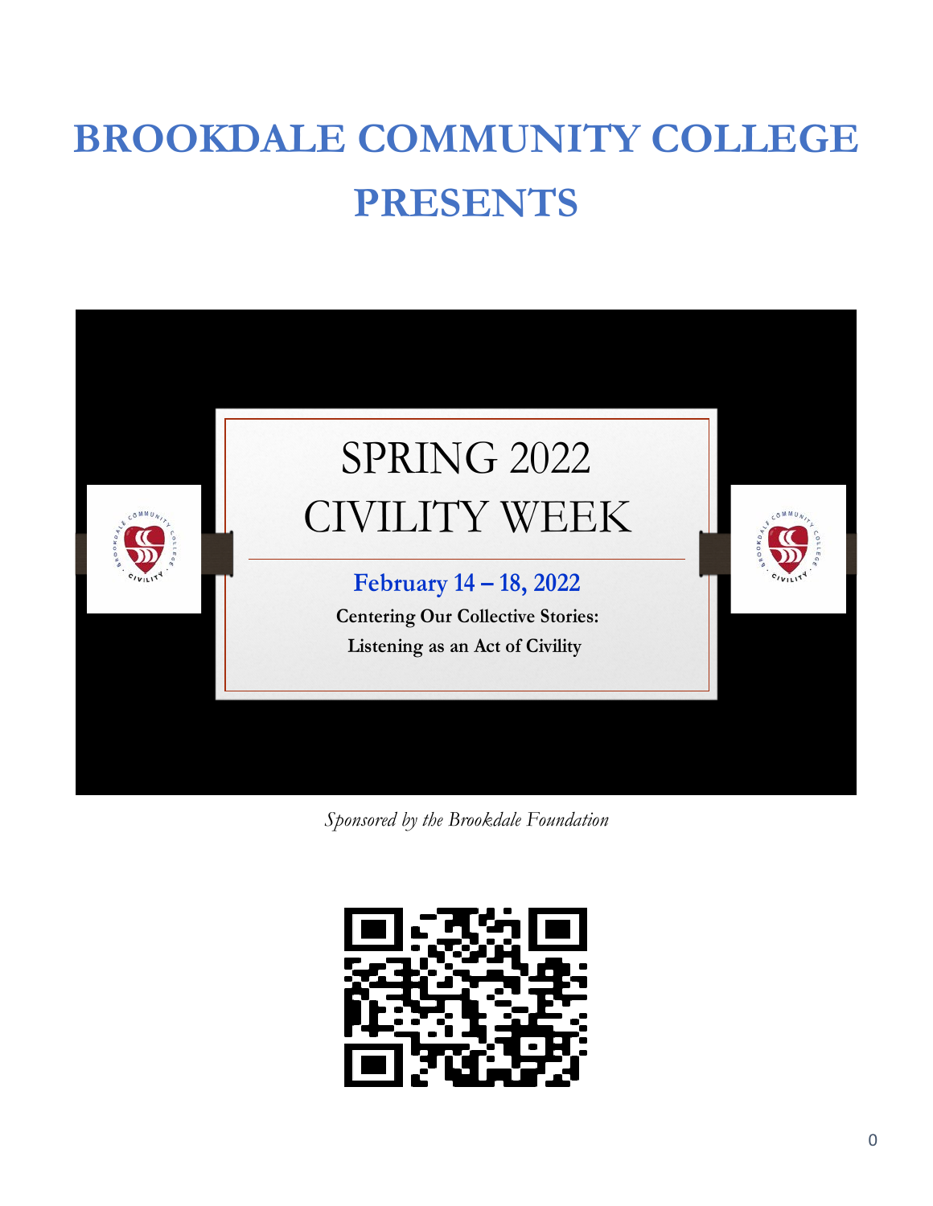# BROOKDALE COMMUNITY COLLEGE PRESENTS

## SPRING 2022 CIVILITY WEEK

**February 14 – 18, 2022**

**Centering Our Collective Stories: Listening as an Act of Civility**

*Sponsored by the Brookdale Foundation*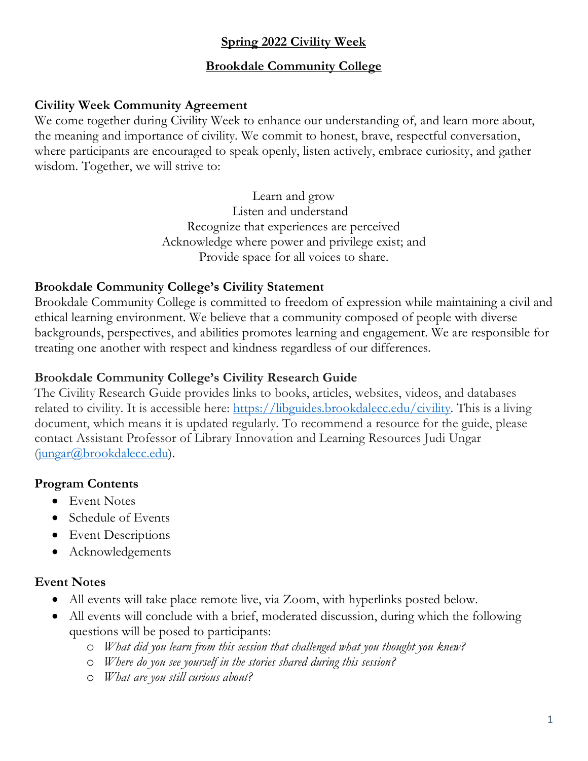# Spring 2022 Civility Week

# Brookdale Community College

### Civility Week Community Agreement

We come together during Civility Week to enhance our understanding of, and learn more about, the meaning and importance of civility. We commit to honest, brave, respectful conversation, where participants are encouraged to speak openly, listen actively, embrace curiosity, and gather wisdom. Together, we will strive to:

Learn and grow
Listen and understand
Recognize that experiences are perceived
Acknowledge where power and privilege exist; and
Provide space for all voices to share.

### Brookdale Community College's Civility Statement

Brookdale Community College is committed to freedom of expression while maintaining a civil and ethical learning environment. We believe that a community composed of people with diverse backgrounds, perspectives, and abilities promotes learning and engagement. We are responsible for treating one another with respect and kindness regardless of our differences.

### Brookdale Community College's Civility Research Guide

The Civility Research Guide provides links to books, articles, websites, videos, and databases related to civility. It is accessible here: [https://libguides.brookdalecc.edu/civility](https://libguides.brookdalecc.edu/civility). This is a living document, which means it is updated regularly. To recommend a resource for the guide, please contact Assistant Professor of Library Innovation and Learning Resources Judi Ungar ([jungar@brookdalecc.edu](mailto:jungar@brookdalecc.edu)).

### Program Contents

- Event Notes
- Schedule of Events
- Event Descriptions
- Acknowledgements

### Event Notes

- All events will take place remote live, via Zoom, with hyperlinks posted below.
- All events will conclude with a brief, moderated discussion, during which the following questions will be posed to participants:
  - *What did you learn from this session that challenged what you thought you knew?*
  - *Where do you see yourself in the stories shared during this session?*
  - *What are you still curious about?*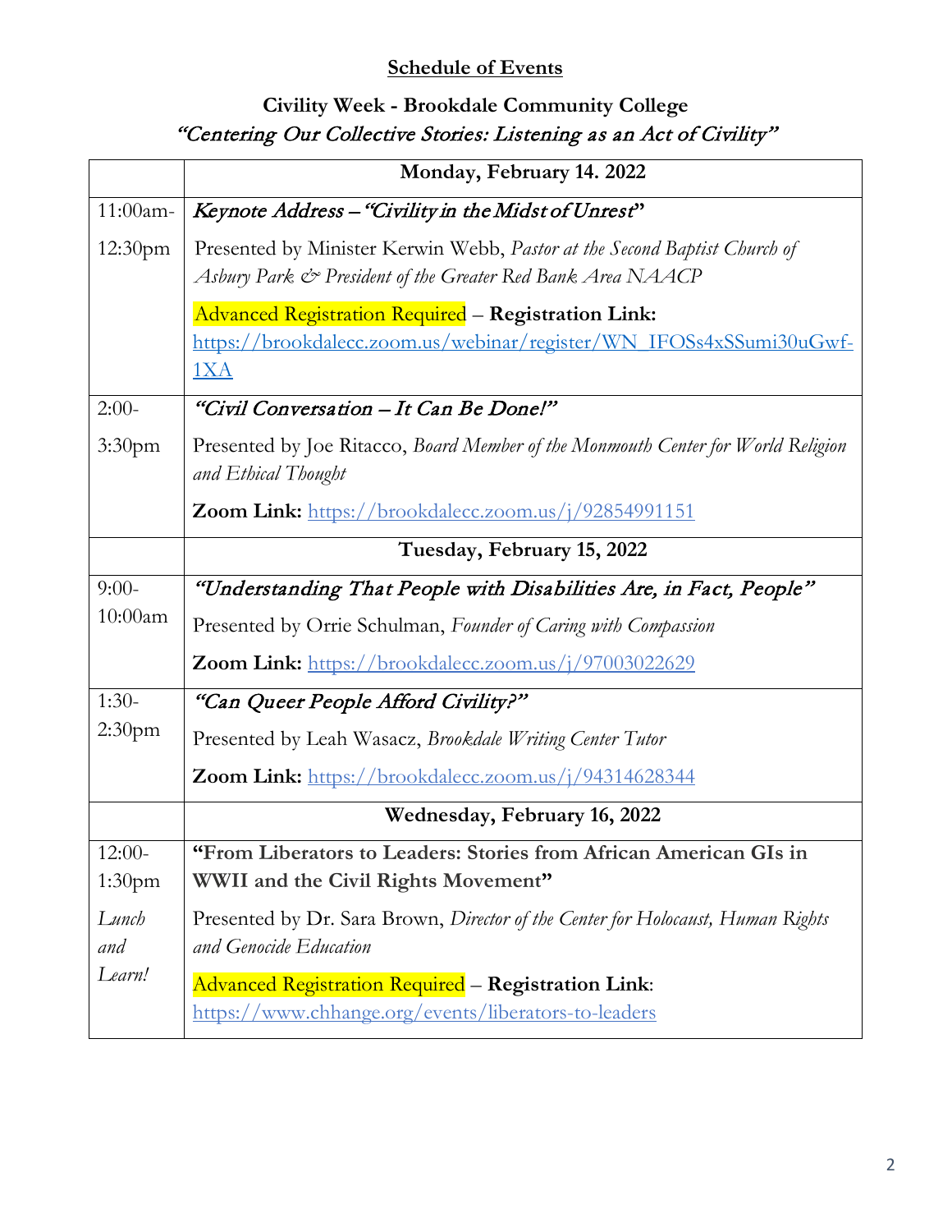## Schedule of Events

### Civility Week - Brookdale Community College

### *"Centering Our Collective Stories: Listening as an Act of Civility"*

| | Monday, February 14. 2022 |
|---|---|
| 11:00am-12:30pm | *Keynote Address – "Civility in the Midst of Unrest"*<br><br>Presented by Minister Kerwin Webb, *Pastor at the Second Baptist Church of Asbury Park & President of the Greater Red Bank Area NAACP*<br><br>Advanced Registration Required – **Registration Link:** https://brookdalecc.zoom.us/webinar/register/WN_IFOSs4xSSumi30uGwf-1XA |
| 2:00-3:30pm | *"Civil Conversation – It Can Be Done!"*<br><br>Presented by Joe Ritacco, *Board Member of the Monmouth Center for World Religion and Ethical Thought*<br><br>**Zoom Link:** https://brookdalecc.zoom.us/j/92854991151 |
| | **Tuesday, February 15, 2022** |
| 9:00-10:00am | *"Understanding That People with Disabilities Are, in Fact, People"*<br><br>Presented by Orrie Schulman, *Founder of Caring with Compassion*<br><br>**Zoom Link:** https://brookdalecc.zoom.us/j/97003022629 |
| 1:30-2:30pm | *"Can Queer People Afford Civility?"*<br><br>Presented by Leah Wasacz, *Brookdale Writing Center Tutor*<br><br>**Zoom Link:** https://brookdalecc.zoom.us/j/94314628344 |
| | **Wednesday, February 16, 2022** |
| 12:00-1:30pm<br><br>*Lunch and Learn!* | **"From Liberators to Leaders: Stories from African American GIs in WWII and the Civil Rights Movement"**<br><br>Presented by Dr. Sara Brown, *Director of the Center for Holocaust, Human Rights and Genocide Education*<br><br>Advanced Registration Required – **Registration Link**: https://www.chhange.org/events/liberators-to-leaders |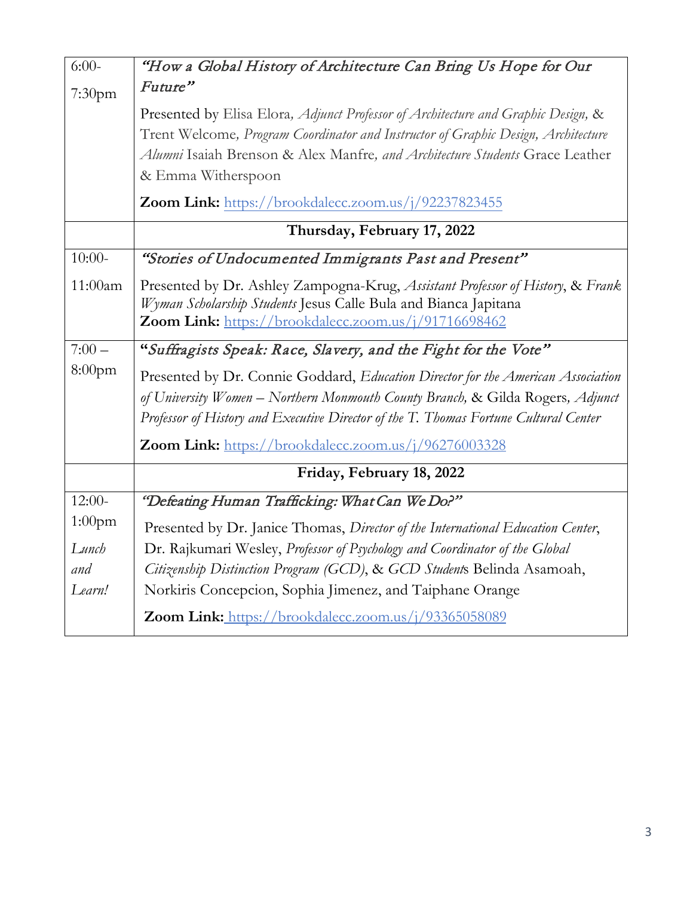| | |
|---|---|
| 6:00-7:30pm | *"How a Global History of Architecture Can Bring Us Hope for Our Future"* <br><br> Presented by Elisa Elora*, Adjunct Professor of Architecture and Graphic Design,* & Trent Welcome*, Program Coordinator and Instructor of Graphic Design, Architecture Alumni* Isaiah Brenson & Alex Manfre*, and Architecture Students* Grace Leather & Emma Witherspoon <br><br> **Zoom Link:** https://brookdalecc.zoom.us/j/92237823455 |
| | **Thursday, February 17, 2022** |
| 10:00-11:00am | *"Stories of Undocumented Immigrants Past and Present"* <br><br> Presented by Dr. Ashley Zampogna-Krug, *Assistant Professor of History*, & *Frank Wyman Scholarship Students* Jesus Calle Bula and Bianca Japitana <br> **Zoom Link:** https://brookdalecc.zoom.us/j/91716698462 |
| 7:00 – 8:00pm | **"***Suffragists Speak: Race, Slavery, and the Fight for the Vote***"** <br><br> Presented by Dr. Connie Goddard, *Education Director for the American Association of University Women – Northern Monmouth County Branch,* & Gilda Rogers*, Adjunct Professor of History and Executive Director of the T. Thomas Fortune Cultural Center* <br><br> **Zoom Link:** https://brookdalecc.zoom.us/j/96276003328 |
| | **Friday, February 18, 2022** |
| 12:00-1:00pm <br><br> *Lunch and Learn!* | *"Defeating Human Trafficking: What Can We Do?"* <br><br> Presented by Dr. Janice Thomas, *Director of the International Education Center*, Dr. Rajkumari Wesley, *Professor of Psychology and Coordinator of the Global Citizenship Distinction Program (GCD)*, & *GCD Student*s Belinda Asamoah, Norkiris Concepcion, Sophia Jimenez, and Taiphane Orange <br><br> **Zoom Link:** https://brookdalecc.zoom.us/j/93365058089 |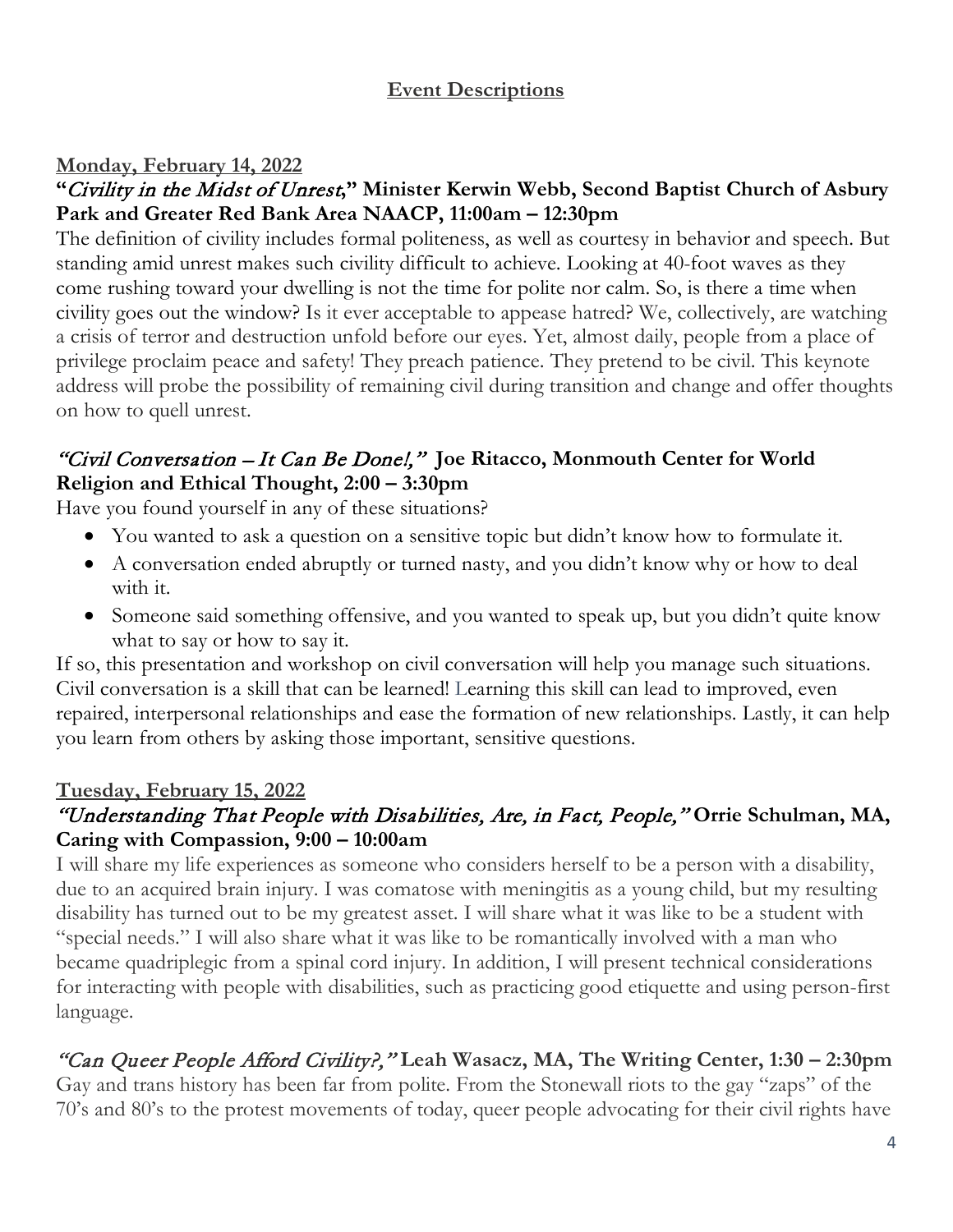## Event Descriptions

### Monday, February 14, 2022

**"*Civility in the Midst of Unrest*," Minister Kerwin Webb, Second Baptist Church of Asbury Park and Greater Red Bank Area NAACP, 11:00am – 12:30pm**

The definition of civility includes formal politeness, as well as courtesy in behavior and speech. But standing amid unrest makes such civility difficult to achieve. Looking at 40-foot waves as they come rushing toward your dwelling is not the time for polite nor calm. So, is there a time when civility goes out the window? Is it ever acceptable to appease hatred? We, collectively, are watching a crisis of terror and destruction unfold before our eyes. Yet, almost daily, people from a place of privilege proclaim peace and safety! They preach patience. They pretend to be civil. This keynote address will probe the possibility of remaining civil during transition and change and offer thoughts on how to quell unrest.

***"Civil Conversation – It Can Be Done!,"* Joe Ritacco, Monmouth Center for World Religion and Ethical Thought, 2:00 – 3:30pm**

Have you found yourself in any of these situations?

- You wanted to ask a question on a sensitive topic but didn't know how to formulate it.
- A conversation ended abruptly or turned nasty, and you didn't know why or how to deal with it.
- Someone said something offensive, and you wanted to speak up, but you didn't quite know what to say or how to say it.

If so, this presentation and workshop on civil conversation will help you manage such situations. Civil conversation is a skill that can be learned! Learning this skill can lead to improved, even repaired, interpersonal relationships and ease the formation of new relationships. Lastly, it can help you learn from others by asking those important, sensitive questions.

### Tuesday, February 15, 2022

***"Understanding That People with Disabilities, Are, in Fact, People,"* Orrie Schulman, MA, Caring with Compassion, 9:00 – 10:00am**

I will share my life experiences as someone who considers herself to be a person with a disability, due to an acquired brain injury. I was comatose with meningitis as a young child, but my resulting disability has turned out to be my greatest asset. I will share what it was like to be a student with "special needs." I will also share what it was like to be romantically involved with a man who became quadriplegic from a spinal cord injury. In addition, I will present technical considerations for interacting with people with disabilities, such as practicing good etiquette and using person-first language.

***"Can Queer People Afford Civility?,"* Leah Wasacz, MA, The Writing Center, 1:30 – 2:30pm**

Gay and trans history has been far from polite. From the Stonewall riots to the gay "zaps" of the 70's and 80's to the protest movements of today, queer people advocating for their civil rights have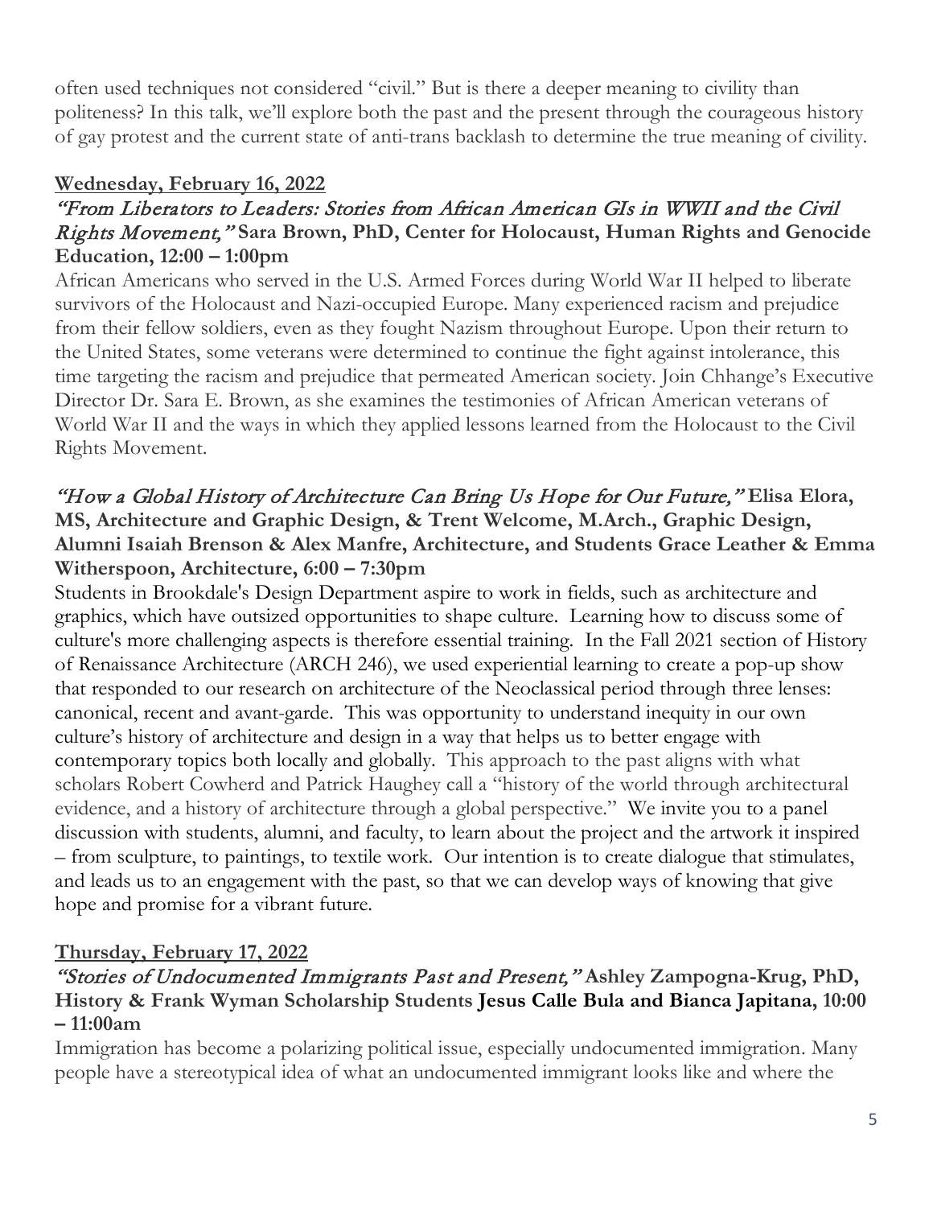often used techniques not considered "civil." But is there a deeper meaning to civility than politeness? In this talk, we'll explore both the past and the present through the courageous history of gay protest and the current state of anti-trans backlash to determine the true meaning of civility.

**Wednesday, February 16, 2022**

*"From Liberators to Leaders: Stories from African American GIs in WWII and the Civil Rights Movement,"* **Sara Brown, PhD, Center for Holocaust, Human Rights and Genocide Education, 12:00 – 1:00pm**

African Americans who served in the U.S. Armed Forces during World War II helped to liberate survivors of the Holocaust and Nazi-occupied Europe. Many experienced racism and prejudice from their fellow soldiers, even as they fought Nazism throughout Europe. Upon their return to the United States, some veterans were determined to continue the fight against intolerance, this time targeting the racism and prejudice that permeated American society. Join Chhange's Executive Director Dr. Sara E. Brown, as she examines the testimonies of African American veterans of World War II and the ways in which they applied lessons learned from the Holocaust to the Civil Rights Movement.

*"How a Global History of Architecture Can Bring Us Hope for Our Future,"* **Elisa Elora, MS, Architecture and Graphic Design, & Trent Welcome, M.Arch., Graphic Design, Alumni Isaiah Brenson & Alex Manfre, Architecture, and Students Grace Leather & Emma Witherspoon, Architecture, 6:00 – 7:30pm**

Students in Brookdale's Design Department aspire to work in fields, such as architecture and graphics, which have outsized opportunities to shape culture. Learning how to discuss some of culture's more challenging aspects is therefore essential training. In the Fall 2021 section of History of Renaissance Architecture (ARCH 246), we used experiential learning to create a pop-up show that responded to our research on architecture of the Neoclassical period through three lenses: canonical, recent and avant-garde. This was opportunity to understand inequity in our own culture's history of architecture and design in a way that helps us to better engage with contemporary topics both locally and globally. This approach to the past aligns with what scholars Robert Cowherd and Patrick Haughey call a "history of the world through architectural evidence, and a history of architecture through a global perspective." We invite you to a panel discussion with students, alumni, and faculty, to learn about the project and the artwork it inspired – from sculpture, to paintings, to textile work. Our intention is to create dialogue that stimulates, and leads us to an engagement with the past, so that we can develop ways of knowing that give hope and promise for a vibrant future.

**Thursday, February 17, 2022**

*"Stories of Undocumented Immigrants Past and Present,"* **Ashley Zampogna-Krug, PhD, History & Frank Wyman Scholarship Students Jesus Calle Bula and Bianca Japitana, 10:00 – 11:00am**

Immigration has become a polarizing political issue, especially undocumented immigration. Many people have a stereotypical idea of what an undocumented immigrant looks like and where the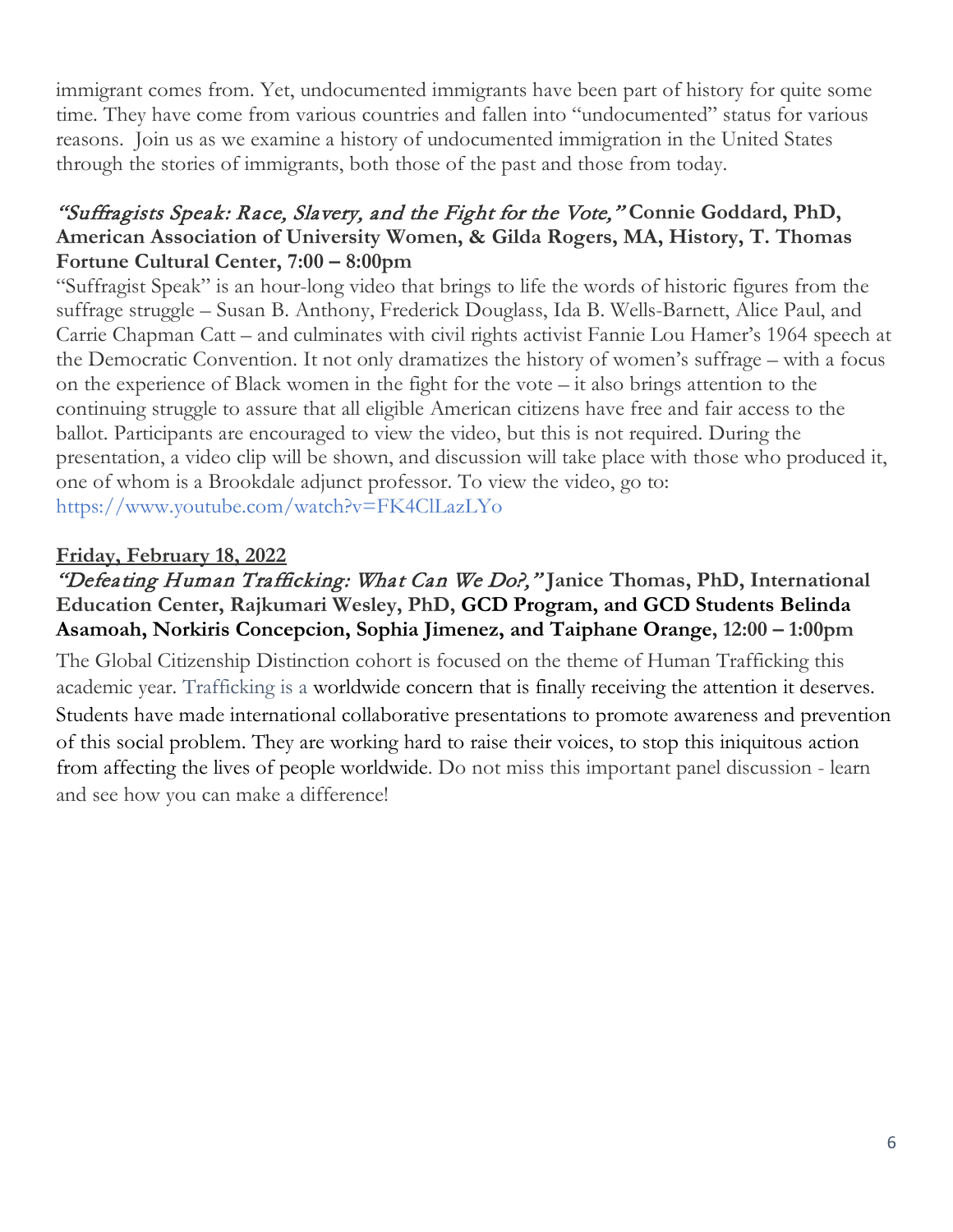immigrant comes from. Yet, undocumented immigrants have been part of history for quite some time. They have come from various countries and fallen into "undocumented" status for various reasons. Join us as we examine a history of undocumented immigration in the United States through the stories of immigrants, both those of the past and those from today.

*"Suffragists Speak: Race, Slavery, and the Fight for the Vote,"* **Connie Goddard, PhD, American Association of University Women, & Gilda Rogers, MA, History, T. Thomas Fortune Cultural Center, 7:00 – 8:00pm**

"Suffragist Speak" is an hour-long video that brings to life the words of historic figures from the suffrage struggle – Susan B. Anthony, Frederick Douglass, Ida B. Wells-Barnett, Alice Paul, and Carrie Chapman Catt – and culminates with civil rights activist Fannie Lou Hamer's 1964 speech at the Democratic Convention. It not only dramatizes the history of women's suffrage – with a focus on the experience of Black women in the fight for the vote – it also brings attention to the continuing struggle to assure that all eligible American citizens have free and fair access to the ballot. Participants are encouraged to view the video, but this is not required. During the presentation, a video clip will be shown, and discussion will take place with those who produced it, one of whom is a Brookdale adjunct professor. To view the video, go to: https://www.youtube.com/watch?v=FK4ClLazLYo

**Friday, February 18, 2022**

*"Defeating Human Trafficking: What Can We Do?,"* **Janice Thomas, PhD, International Education Center, Rajkumari Wesley, PhD, GCD Program, and GCD Students Belinda Asamoah, Norkiris Concepcion, Sophia Jimenez, and Taiphane Orange, 12:00 – 1:00pm**

The Global Citizenship Distinction cohort is focused on the theme of Human Trafficking this academic year. Trafficking is a worldwide concern that is finally receiving the attention it deserves. Students have made international collaborative presentations to promote awareness and prevention of this social problem. They are working hard to raise their voices, to stop this iniquitous action from affecting the lives of people worldwide. Do not miss this important panel discussion - learn and see how you can make a difference!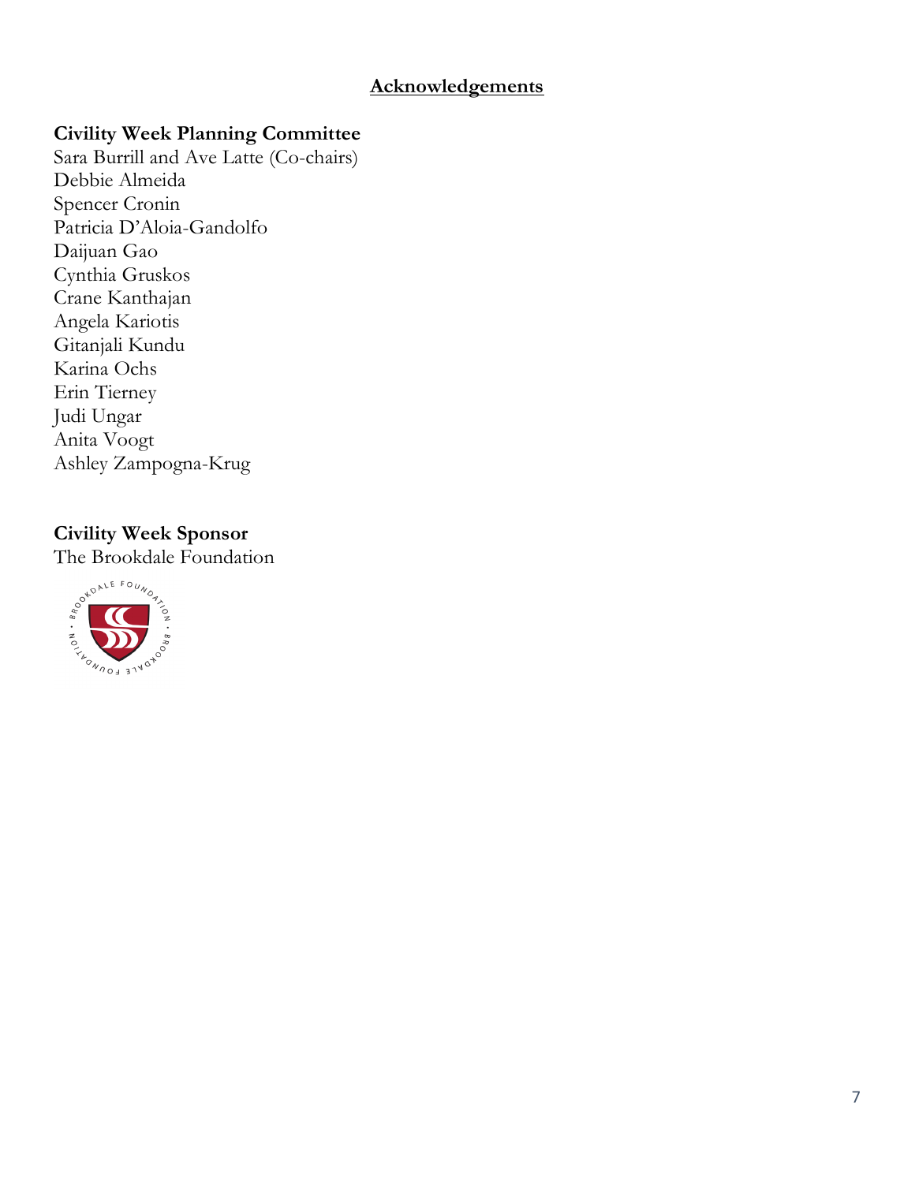## Acknowledgements

**Civility Week Planning Committee**

Sara Burrill and Ave Latte (Co-chairs)
Debbie Almeida
Spencer Cronin
Patricia D'Aloia-Gandolfo
Daijuan Gao
Cynthia Gruskos
Crane Kanthajan
Angela Kariotis
Gitanjali Kundu
Karina Ochs
Erin Tierney
Judi Ungar
Anita Voogt
Ashley Zampogna-Krug

**Civility Week Sponsor**

The Brookdale Foundation